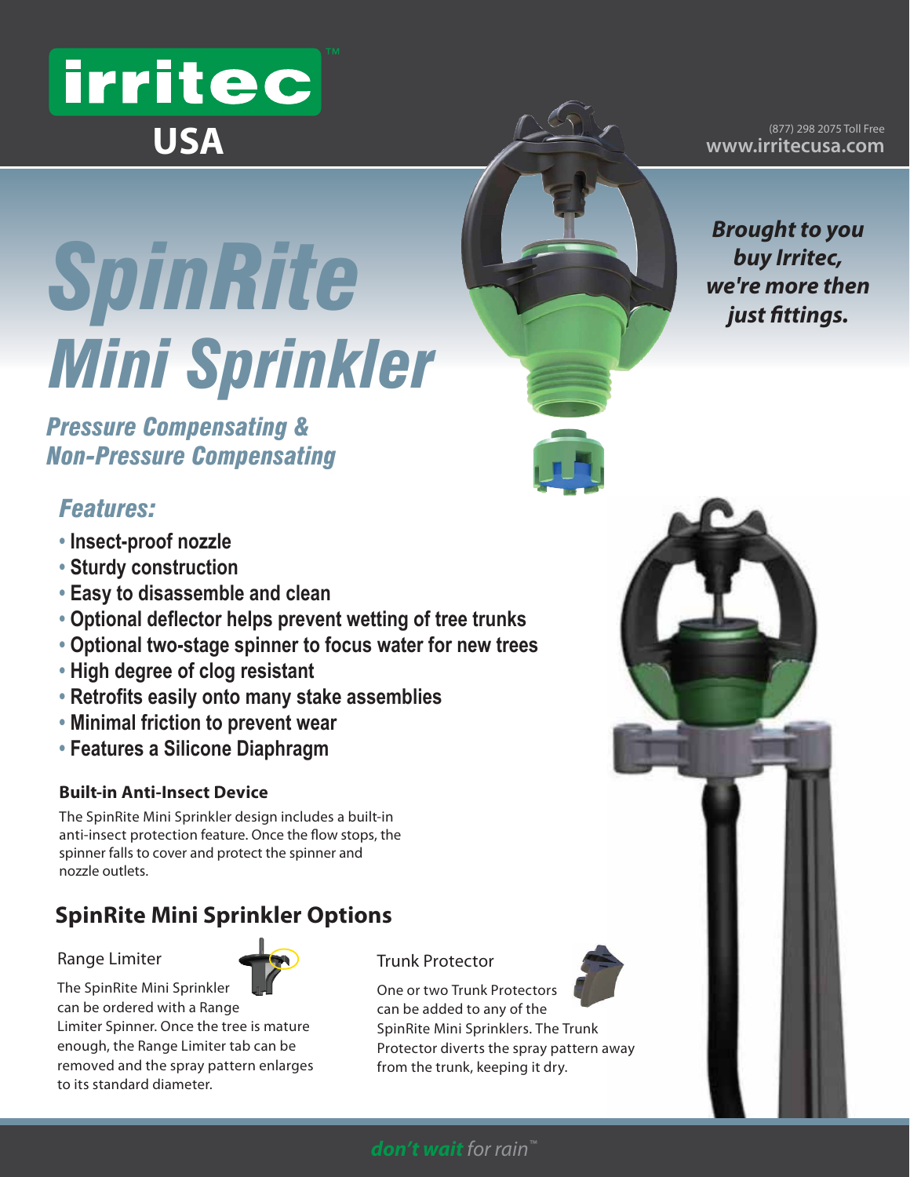# irritec USA

(877) 298 2075 Toll Free
**www.irritecusa.com**

***Brought to you buy Irritec, we're more then just fittings.***

# *SpinRite Mini Sprinkler*

## *Pressure Compensating & Non-Pressure Compensating*

### *Features:*

- **Insect-proof nozzle**
- **Sturdy construction**
- **Easy to disassemble and clean**
- **Optional deflector helps prevent wetting of tree trunks**
- **Optional two-stage spinner to focus water for new trees**
- **High degree of clog resistant**
- **Retrofits easily onto many stake assemblies**
- **Minimal friction to prevent wear**
- **Features a Silicone Diaphragm**

#### Built-in Anti-Insect Device

The SpinRite Mini Sprinkler design includes a built-in anti-insect protection feature. Once the flow stops, the spinner falls to cover and protect the spinner and nozzle outlets.

## SpinRite Mini Sprinkler Options

### Range Limiter

The SpinRite Mini Sprinkler can be ordered with a Range Limiter Spinner. Once the tree is mature enough, the Range Limiter tab can be removed and the spray pattern enlarges to its standard diameter.

### Trunk Protector

One or two Trunk Protectors can be added to any of the SpinRite Mini Sprinklers. The Trunk Protector diverts the spray pattern away from the trunk, keeping it dry.

***don't wait** for rain™*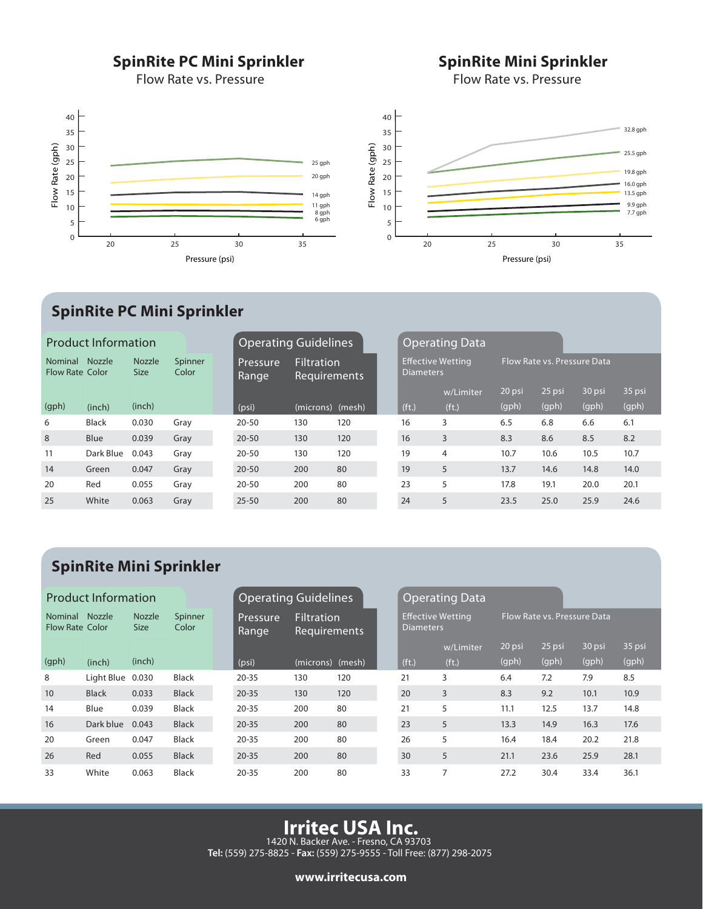## SpinRite PC Mini Sprinkler

Flow Rate vs. Pressure

Flow Rate (gph)

40
35
30
25
20
15
10
5
0

20
25
30
35

Pressure (psi)

25 gph
20 gph
14 gph
11 gph
8 gph
6 gph

## SpinRite Mini Sprinkler

Flow Rate vs. Pressure

Flow Rate (gph)

40
35
30
25
20
15
10
5
0

20
25
30
35

Pressure (psi)

32.8 gph
25.5 gph
19.8 gph
16.0 gph
13.5 gph
9.9 gph
7.7 gph

## SpinRite PC Mini Sprinkler

| Product Information | | | | Operating Guidelines | | | Operating Data | | | | | |
|---|---|---|---|---|---|---|---|---|---|---|---|---|
| Nominal Flow Rate | Nozzle Color | Nozzle Size | Spinner Color | Pressure Range | Filtration Requirements | | Effective Wetting Diameters | | Flow Rate vs. Pressure Data | | | |
| | | | | | | | | w/Limiter | 20 psi | 25 psi | 30 psi | 35 psi |
| (gph) | (inch) | (inch) | | (psi) | (microns) | (mesh) | (ft.) | (ft.) | (gph) | (gph) | (gph) | (gph) |
| 6 | Black | 0.030 | Gray | 20-50 | 130 | 120 | 16 | 3 | 6.5 | 6.8 | 6.6 | 6.1 |
| 8 | Blue | 0.039 | Gray | 20-50 | 130 | 120 | 16 | 3 | 8.3 | 8.6 | 8.5 | 8.2 |
| 11 | Dark Blue | 0.043 | Gray | 20-50 | 130 | 120 | 19 | 4 | 10.7 | 10.6 | 10.5 | 10.7 |
| 14 | Green | 0.047 | Gray | 20-50 | 200 | 80 | 19 | 5 | 13.7 | 14.6 | 14.8 | 14.0 |
| 20 | Red | 0.055 | Gray | 20-50 | 200 | 80 | 23 | 5 | 17.8 | 19.1 | 20.0 | 20.1 |
| 25 | White | 0.063 | Gray | 25-50 | 200 | 80 | 24 | 5 | 23.5 | 25.0 | 25.9 | 24.6 |

## SpinRite Mini Sprinkler

| Product Information | | | | Operating Guidelines | | | Operating Data | | | | | |
|---|---|---|---|---|---|---|---|---|---|---|---|---|
| Nominal Flow Rate | Nozzle Color | Nozzle Size | Spinner Color | Pressure Range | Filtration Requirements | | Effective Wetting Diameters | | Flow Rate vs. Pressure Data | | | |
| | | | | | | | | w/Limiter | 20 psi | 25 psi | 30 psi | 35 psi |
| (gph) | (inch) | (inch) | | (psi) | (microns) | (mesh) | (ft.) | (ft.) | (gph) | (gph) | (gph) | (gph) |
| 8 | Light Blue | 0.030 | Black | 20-35 | 130 | 120 | 21 | 3 | 6.4 | 7.2 | 7.9 | 8.5 |
| 10 | Black | 0.033 | Black | 20-35 | 130 | 120 | 20 | 3 | 8.3 | 9.2 | 10.1 | 10.9 |
| 14 | Blue | 0.039 | Black | 20-35 | 200 | 80 | 21 | 5 | 11.1 | 12.5 | 13.7 | 14.8 |
| 16 | Dark blue | 0.043 | Black | 20-35 | 200 | 80 | 23 | 5 | 13.3 | 14.9 | 16.3 | 17.6 |
| 20 | Green | 0.047 | Black | 20-35 | 200 | 80 | 26 | 5 | 16.4 | 18.4 | 20.2 | 21.8 |
| 26 | Red | 0.055 | Black | 20-35 | 200 | 80 | 30 | 5 | 21.1 | 23.6 | 25.9 | 28.1 |
| 33 | White | 0.063 | Black | 20-35 | 200 | 80 | 33 | 7 | 27.2 | 30.4 | 33.4 | 36.1 |

**Irritec USA Inc.**
1420 N. Backer Ave. - Fresno, CA 93703
**Tel:** (559) 275-8825 - **Fax:** (559) 275-9555 - Toll Free: (877) 298-2075

**www.irritecusa.com**